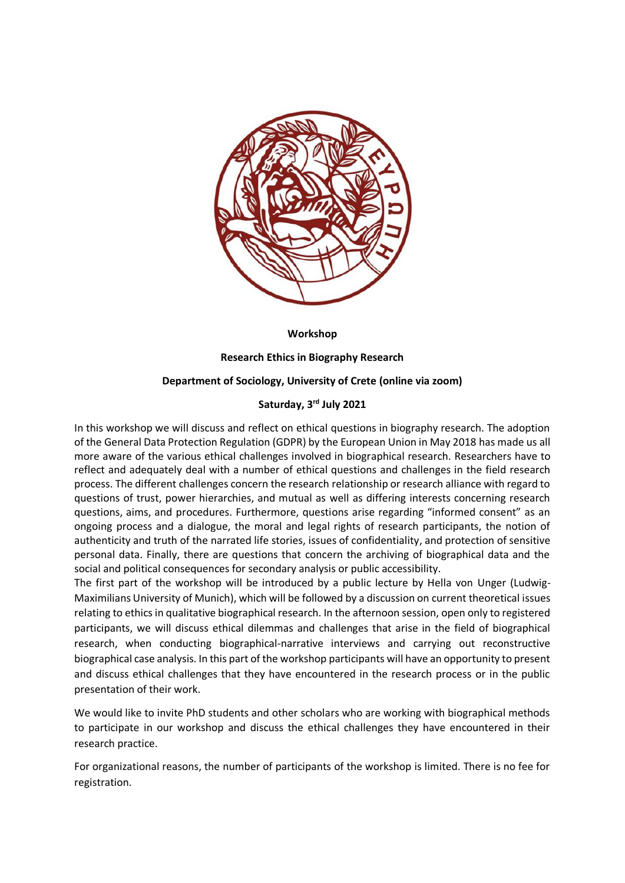**Workshop**

**Research Ethics in Biography Research**

**Department of Sociology, University of Crete (online via zoom)**

**Saturday, 3rd July 2021**

In this workshop we will discuss and reflect on ethical questions in biography research. The adoption of the General Data Protection Regulation (GDPR) by the European Union in May 2018 has made us all more aware of the various ethical challenges involved in biographical research. Researchers have to reflect and adequately deal with a number of ethical questions and challenges in the field research process. The different challenges concern the research relationship or research alliance with regard to questions of trust, power hierarchies, and mutual as well as differing interests concerning research questions, aims, and procedures. Furthermore, questions arise regarding "informed consent" as an ongoing process and a dialogue, the moral and legal rights of research participants, the notion of authenticity and truth of the narrated life stories, issues of confidentiality, and protection of sensitive personal data. Finally, there are questions that concern the archiving of biographical data and the social and political consequences for secondary analysis or public accessibility.

The first part of the workshop will be introduced by a public lecture by Hella von Unger (Ludwig-Maximilians University of Munich), which will be followed by a discussion on current theoretical issues relating to ethics in qualitative biographical research. In the afternoon session, open only to registered participants, we will discuss ethical dilemmas and challenges that arise in the field of biographical research, when conducting biographical-narrative interviews and carrying out reconstructive biographical case analysis. In this part of the workshop participants will have an opportunity to present and discuss ethical challenges that they have encountered in the research process or in the public presentation of their work.

We would like to invite PhD students and other scholars who are working with biographical methods to participate in our workshop and discuss the ethical challenges they have encountered in their research practice.

For organizational reasons, the number of participants of the workshop is limited. There is no fee for registration.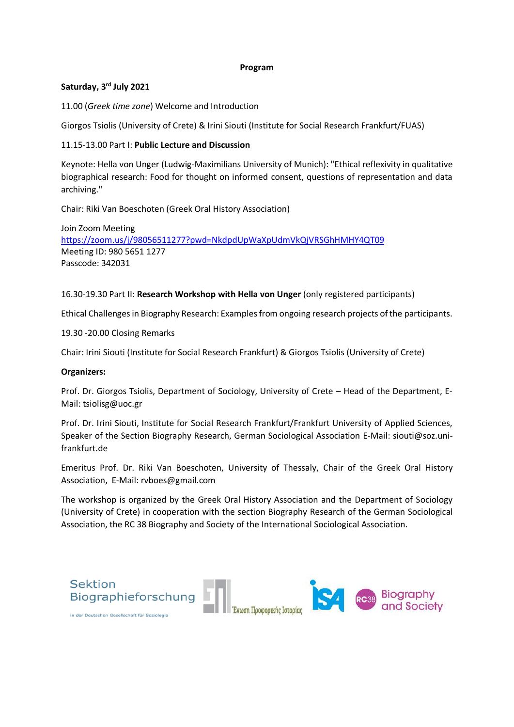**Program**

**Saturday, 3rd July 2021**

11.00 (*Greek time zone*) Welcome and Introduction

Giorgos Tsiolis (University of Crete) & Irini Siouti (Institute for Social Research Frankfurt/FUAS)

11.15-13.00 Part I: **Public Lecture and Discussion**

Keynote: Hella von Unger (Ludwig-Maximilians University of Munich): "Ethical reflexivity in qualitative biographical research: Food for thought on informed consent, questions of representation and data archiving."

Chair: Riki Van Boeschoten (Greek Oral History Association)

Join Zoom Meeting
https://zoom.us/j/98056511277?pwd=NkdpdUpWaXpUdmVkQjVRSGhHMHY4QT09
Meeting ID: 980 5651 1277
Passcode: 342031

16.30-19.30 Part II: **Research Workshop with Hella von Unger** (only registered participants)

Ethical Challenges in Biography Research: Examples from ongoing research projects of the participants.

19.30 -20.00 Closing Remarks

Chair: Irini Siouti (Institute for Social Research Frankfurt) & Giorgos Tsiolis (University of Crete)

**Organizers:**

Prof. Dr. Giorgos Tsiolis, Department of Sociology, University of Crete – Head of the Department, E-Mail: tsiolisg@uoc.gr

Prof. Dr. Irini Siouti, Institute for Social Research Frankfurt/Frankfurt University of Applied Sciences, Speaker of the Section Biography Research, German Sociological Association E-Mail: siouti@soz.uni-frankfurt.de

Emeritus Prof. Dr. Riki Van Boeschoten, University of Thessaly, Chair of the Greek Oral History Association, E-Mail: rvboes@gmail.com

The workshop is organized by the Greek Oral History Association and the Department of Sociology (University of Crete) in cooperation with the section Biography Research of the German Sociological Association, the RC 38 Biography and Society of the International Sociological Association.

Sektion Biographieforschung
in der Deutschen Gesellschaft für Soziologie

Ένωση Προφορικής Ιστορίας

ISA

RC38 Biography and Society